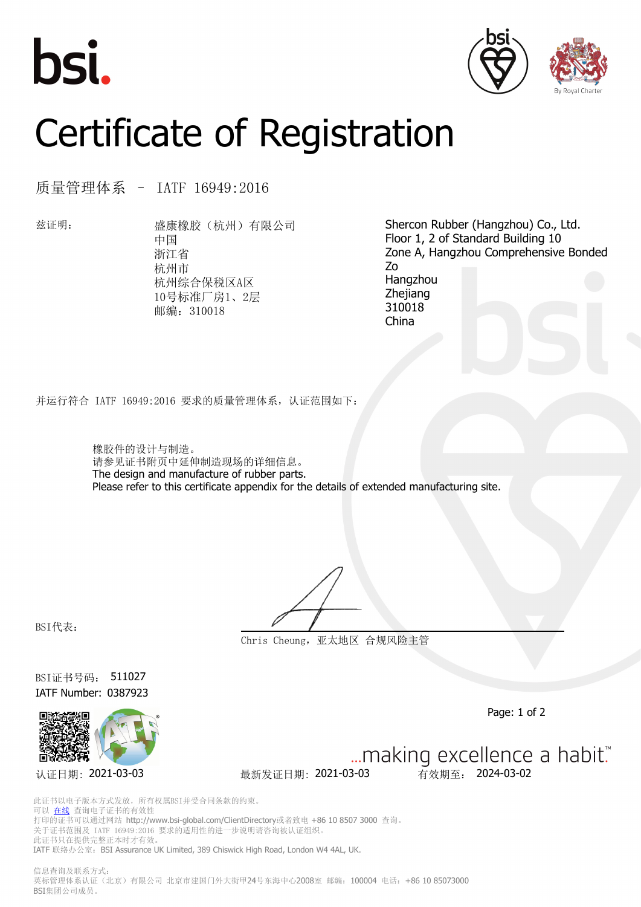bsi.

# Certificate of Registration

## 质量管理体系 – IATF 16949:2016

兹证明：

盛康橡胶（杭州）有限公司
中国
浙江省
杭州市
杭州综合保税区A区
10号标准厂房1、2层
邮编：310018

Shercon Rubber (Hangzhou) Co., Ltd.
Floor 1, 2 of Standard Building 10
Zone A, Hangzhou Comprehensive Bonded Zo
Hangzhou
Zhejiang
310018
China

并运行符合 IATF 16949:2016 要求的质量管理体系，认证范围如下：

橡胶件的设计与制造。
请参见证书附页中延伸制造现场的详细信息。
The design and manufacture of rubber parts.
Please refer to this certificate appendix for the details of extended manufacturing site.

BSI代表：

Chris Cheung，亚太地区 合规风险主管

BSI证书号码： 511027
IATF Number: 0387923

...making excellence a habit.™

认证日期：2021-03-03　　最新发证日期：2021-03-03　　有效期至： 2024-03-02

此证书以电子版本方式发放，所有权属BSI并受合同条款的约束。
可以 在线 查询电子证书的有效性
打印的证书可以通过网站 http://www.bsi-global.com/ClientDirectory或者致电 +86 10 8507 3000 查询。
关于证书范围及 IATF 16949:2016 要求的适用性的进一步说明请咨询被认证组织。
此证书只在提供完整正本时才有效。
IATF 联络办公室：BSI Assurance UK Limited, 389 Chiswick High Road, London W4 4AL, UK.

信息查询及联系方式：
英标管理体系认证（北京）有限公司 北京市建国门外大街甲24号东海中心2008室 邮编：100004 电话：+86 10 85073000
BSI集团公司成员。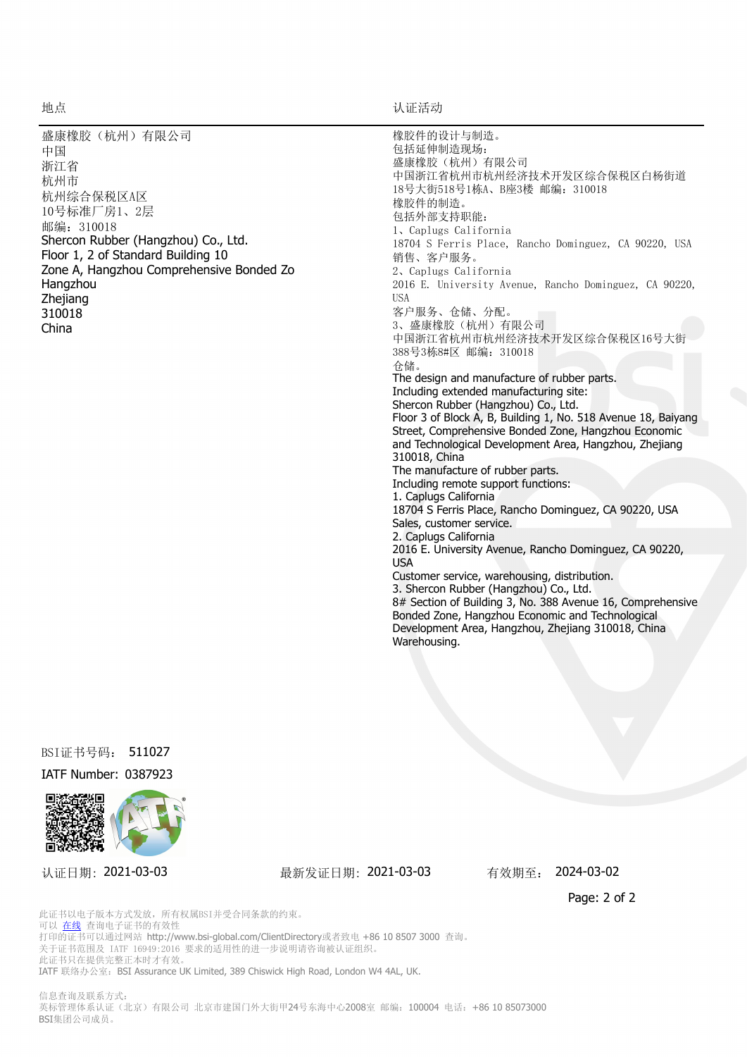| 地点 | 认证活动 |
| --- | --- |
| 盛康橡胶（杭州）有限公司<br>中国<br>浙江省<br>杭州市<br>杭州综合保税区A区<br>10号标准厂房1、2层<br>邮编：310018<br>Shercon Rubber (Hangzhou) Co., Ltd.<br>Floor 1, 2 of Standard Building 10<br>Zone A, Hangzhou Comprehensive Bonded Zo<br>Hangzhou<br>Zhejiang<br>310018<br>China | 橡胶件的设计与制造。<br>包括延伸制造现场：<br>盛康橡胶（杭州）有限公司<br>中国浙江省杭州市杭州经济技术开发区综合保税区白杨街道18号大街518号1栋A、B座3楼 邮编：310018<br>橡胶件的制造。<br>包括外部支持职能：<br>1、Caplugs California<br>18704 S Ferris Place, Rancho Dominguez, CA 90220, USA<br>销售、客户服务。<br>2、Caplugs California<br>2016 E. University Avenue, Rancho Dominguez, CA 90220, USA<br>客户服务、仓储、分配。<br>3、盛康橡胶（杭州）有限公司<br>中国浙江省杭州市杭州经济技术开发区综合保税区16号大街388号3栋8#区 邮编：310018<br>仓储。<br>The design and manufacture of rubber parts.<br>Including extended manufacturing site:<br>Shercon Rubber (Hangzhou) Co., Ltd.<br>Floor 3 of Block A, B, Building 1, No. 518 Avenue 18, Baiyang Street, Comprehensive Bonded Zone, Hangzhou Economic and Technological Development Area, Hangzhou, Zhejiang 310018, China<br>The manufacture of rubber parts.<br>Including remote support functions:<br>1. Caplugs California<br>18704 S Ferris Place, Rancho Dominguez, CA 90220, USA<br>Sales, customer service.<br>2. Caplugs California<br>2016 E. University Avenue, Rancho Dominguez, CA 90220, USA<br>Customer service, warehousing, distribution.<br>3. Shercon Rubber (Hangzhou) Co., Ltd.<br>8# Section of Building 3, No. 388 Avenue 16, Comprehensive Bonded Zone, Hangzhou Economic and Technological Development Area, Hangzhou, Zhejiang 310018, China<br>Warehousing. |

BSI证书号码： 511027

IATF Number: 0387923

认证日期：2021-03-03　　最新发证日期：2021-03-03　　有效期至： 2024-03-02

此证书以电子版本方式发放，所有权属BSI并受合同条款的约束。
可以 在线 查询电子证书的有效性
打印的证书可以通过网站 http://www.bsi-global.com/ClientDirectory或者致电 +86 10 8507 3000 查询。
关于证书范围及 IATF 16949:2016 要求的适用性的进一步说明请咨询被认证组织。
此证书只在提供完整正本时才有效。
IATF 联络办公室：BSI Assurance UK Limited, 389 Chiswick High Road, London W4 4AL, UK.

信息查询及联系方式：
英标管理体系认证（北京）有限公司 北京市建国门外大街甲24号东海中心2008室 邮编：100004 电话：+86 10 85073000
BSI集团公司成员。